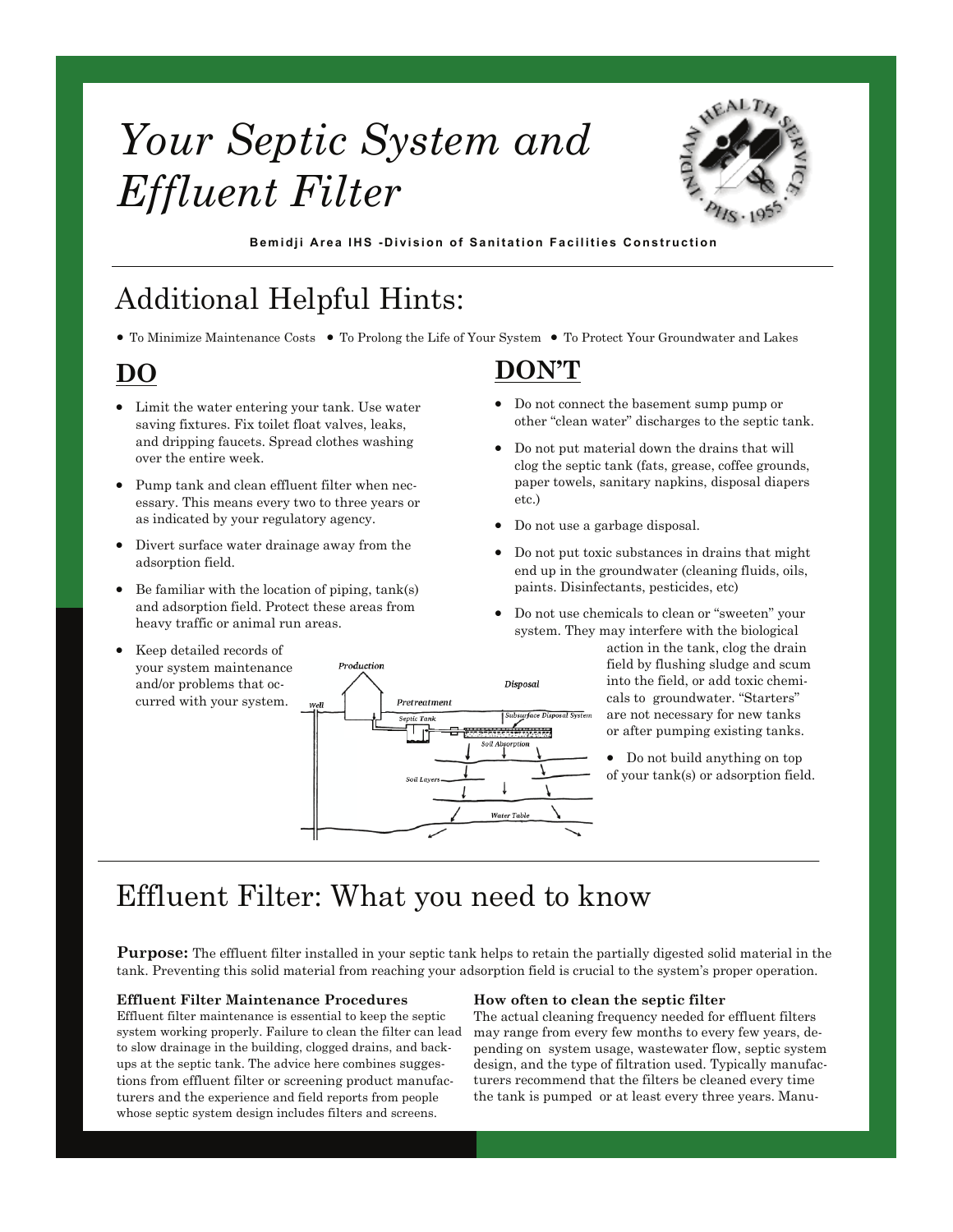# Your Septic System and Effluent Filter

**Bemidji Area IHS -Division of Sanitation Facilities Construction**

## Additional Helpful Hints:

• To Minimize Maintenance Costs • To Prolong the Life of Your System • To Protect Your Groundwater and Lakes

### DO

- Limit the water entering your tank. Use water saving fixtures. Fix toilet float valves, leaks, and dripping faucets. Spread clothes washing over the entire week.
- Pump tank and clean effluent filter when necessary. This means every two to three years or as indicated by your regulatory agency.
- Divert surface water drainage away from the adsorption field.
- Be familiar with the location of piping, tank(s) and adsorption field. Protect these areas from heavy traffic or animal run areas.
- Keep detailed records of your system maintenance and/or problems that occurred with your system.

### DON'T

- Do not connect the basement sump pump or other "clean water" discharges to the septic tank.
- Do not put material down the drains that will clog the septic tank (fats, grease, coffee grounds, paper towels, sanitary napkins, disposal diapers etc.)
- Do not use a garbage disposal.
- Do not put toxic substances in drains that might end up in the groundwater (cleaning fluids, oils, paints. Disinfectants, pesticides, etc)
- Do not use chemicals to clean or "sweeten" your system. They may interfere with the biological action in the tank, clog the drain field by flushing sludge and scum into the field, or add toxic chemicals to groundwater. "Starters" are not necessary for new tanks or after pumping existing tanks.
- Do not build anything on top of your tank(s) or adsorption field.

## Effluent Filter: What you need to know

**Purpose:** The effluent filter installed in your septic tank helps to retain the partially digested solid material in the tank. Preventing this solid material from reaching your adsorption field is crucial to the system's proper operation.

### Effluent Filter Maintenance Procedures

Effluent filter maintenance is essential to keep the septic system working properly. Failure to clean the filter can lead to slow drainage in the building, clogged drains, and backups at the septic tank. The advice here combines suggestions from effluent filter or screening product manufacturers and the experience and field reports from people whose septic system design includes filters and screens.

### How often to clean the septic filter

The actual cleaning frequency needed for effluent filters may range from every few months to every few years, depending on system usage, wastewater flow, septic system design, and the type of filtration used. Typically manufacturers recommend that the filters be cleaned every time the tank is pumped or at least every three years. Manu-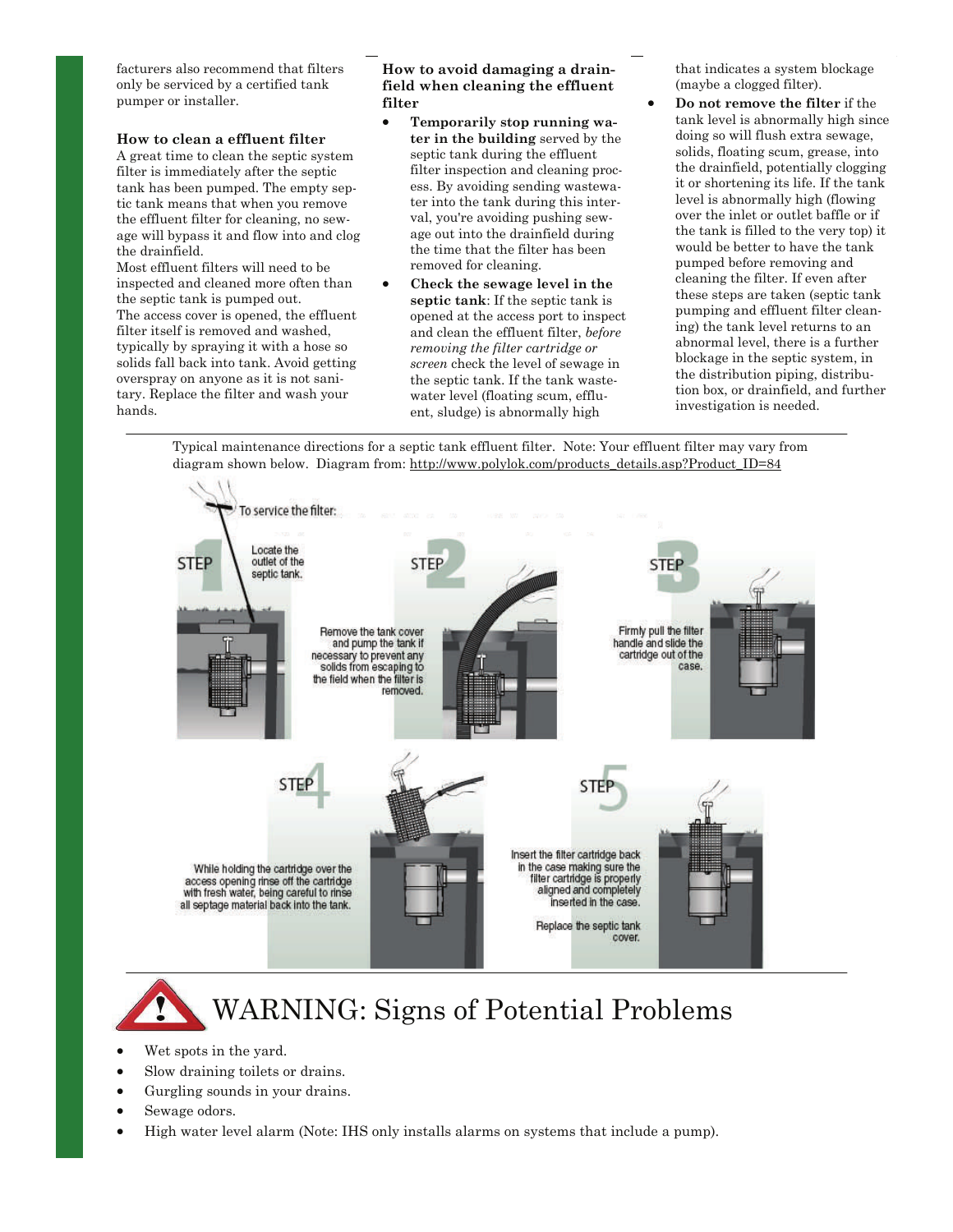facturers also recommend that filters only be serviced by a certified tank pumper or installer.

### How to clean a effluent filter

A great time to clean the septic system filter is immediately after the septic tank has been pumped. The empty septic tank means that when you remove the effluent filter for cleaning, no sewage will bypass it and flow into and clog the drainfield.

Most effluent filters will need to be inspected and cleaned more often than the septic tank is pumped out.

The access cover is opened, the effluent filter itself is removed and washed, typically by spraying it with a hose so solids fall back into tank. Avoid getting overspray on anyone as it is not sanitary. Replace the filter and wash your hands.

### How to avoid damaging a drainfield when cleaning the effluent filter

- **Temporarily stop running water in the building** served by the septic tank during the effluent filter inspection and cleaning process. By avoiding sending wastewater into the tank during this interval, you're avoiding pushing sewage out into the drainfield during the time that the filter has been removed for cleaning.
- **Check the sewage level in the septic tank**: If the septic tank is opened at the access port to inspect and clean the effluent filter, *before removing the filter cartridge or screen* check the level of sewage in the septic tank. If the tank wastewater level (floating scum, effluent, sludge) is abnormally high that indicates a system blockage (maybe a clogged filter).
- **Do not remove the filter** if the tank level is abnormally high since doing so will flush extra sewage, solids, floating scum, grease, into the drainfield, potentially clogging it or shortening its life. If the tank level is abnormally high (flowing over the inlet or outlet baffle or if the tank is filled to the very top) it would be better to have the tank pumped before removing and cleaning the filter. If even after these steps are taken (septic tank pumping and effluent filter cleaning) the tank level returns to an abnormal level, there is a further blockage in the septic system, in the distribution piping, distribution box, or drainfield, and further investigation is needed.

Typical maintenance directions for a septic tank effluent filter. Note: Your effluent filter may vary from diagram shown below. Diagram from: http://www.polylok.com/products_details.asp?Product_ID=84

To service the filter:

STEP 1: Locate the outlet of the septic tank.

STEP 2: Remove the tank cover and pump the tank if necessary to prevent any solids from escaping to the field when the filter is removed.

STEP 3: Firmly pull the filter handle and slide the cartridge out of the case.

STEP 4: While holding the cartridge over the access opening rinse off the cartridge with fresh water, being careful to rinse all septage material back into the tank.

STEP 5: Insert the filter cartridge back in the case making sure the filter cartridge is properly aligned and completely inserted in the case.

Replace the septic tank cover.

# WARNING: Signs of Potential Problems

- Wet spots in the yard.
- Slow draining toilets or drains.
- Gurgling sounds in your drains.
- Sewage odors.
- High water level alarm (Note: IHS only installs alarms on systems that include a pump).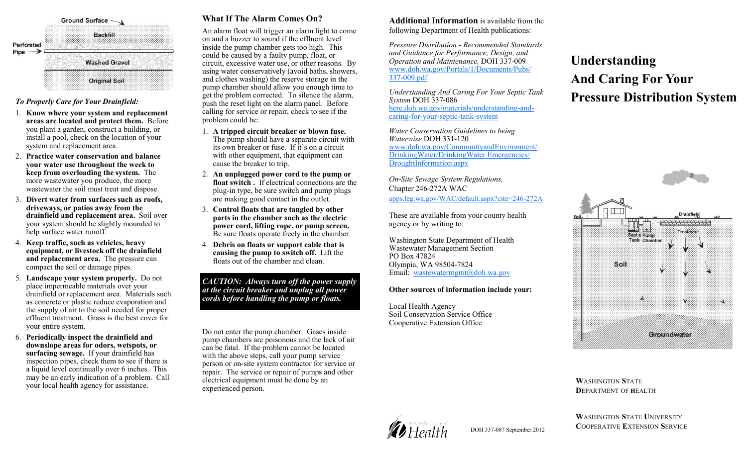Ground Surface

Backfill

Perforated Pipe

Washed Gravel

Original Soil

*To Properly Care for Your Drainfield:*

1. **Know where your system and replacement areas are located and protect them.** Before you plant a garden, construct a building, or install a pool, check on the location of your system and replacement area.
2. **Practice water conservation and balance your water use throughout the week to keep from overloading the system.** The more wastewater you produce, the more wastewater the soil must treat and dispose.
3. **Divert water from surfaces such as roofs, driveways, or patios away from the drainfield and replacement area.** Soil over your system should be slightly mounded to help surface water runoff.
4. **Keep traffic, such as vehicles, heavy equipment, or livestock off the drainfield and replacement area.** The pressure can compact the soil or damage pipes.
5. **Landscape your system properly.** Do not place impermeable materials over your drainfield or replacement area. Materials such as concrete or plastic reduce evaporation and the supply of air to the soil needed for proper effluent treatment. Grass is the best cover for your entire system.
6. **Periodically inspect the drainfield and downslope areas for odors, wetspots, or surfacing sewage.** If your drainfield has inspection pipes, check them to see if there is a liquid level continually over 6 inches. This may be an early indication of a problem. Call your local health agency for assistance.

## What If The Alarm Comes On?

An alarm float will trigger an alarm light to come on and a buzzer to sound if the effluent level inside the pump chamber gets too high. This could be caused by a faulty pump, float, or circuit, excessive water use, or other reasons. By using water conservatively (avoid baths, showers, and clothes washing) the reserve storage in the pump chamber should allow you enough time to get the problem corrected. To silence the alarm, push the reset light on the alarm panel. Before calling for service or repair, check to see if the problem could be:

1. **A tripped circuit breaker or blown fuse.** The pump should have a separate circuit with its own breaker or fuse. If it's on a circuit with other equipment, that equipment can cause the breaker to trip.
2. **An unplugged power cord to the pump or float switch .** If electrical connections are the plug-in type, be sure switch and pump plugs are making good contact in the outlet.
3. **Control floats that are tangled by other parts in the chamber such as the electric power cord, lifting rope, or pump screen.** Be sure floats operate freely in the chamber.
4. **Debris on floats or support cable that is causing the pump to switch off.** Lift the floats out of the chamber and clean.

***CAUTION: Always turn off the power supply at the circuit breaker and unplug all power cords before handling the pump or floats.***

Do not enter the pump chamber. Gases inside pump chambers are poisonous and the lack of air can be fatal. If the problem cannot be located with the above steps, call your pump service person or on-site system contractor for service or repair. The service or repair of pumps and other electrical equipment must be done by an experienced person.

**Additional Information** is available from the following Department of Health publications:

*Pressure Distribution - Recommended Standards and Guidance for Performance, Design, and Operation and Maintenance,* DOH 337-009
www.doh.wa.gov/Portals/1/Documents/Pubs/337-009.pdf

*Understanding And Caring For Your Septic Tank System* DOH 337-086
here.doh.wa.gov/materials/understanding-and-caring-for-your-septic-tank-system

*Water Conservation Guidelines to being Waterwise* DOH 331-120
www.doh.wa.gov/CommunityandEnvironment/DrinkingWater/DrinkingWater Emergencies/DroughtInformation.aspx

*On-Site Sewage System Regulations,* Chapter 246-272A WAC
apps.leg.wa.gov/WAC/default.aspx?cite=246-272A

These are available from your county health agency or by writing to:

Washington State Department of Health
Wastewater Management Section
PO Box 47824
Olympia, WA 98504-7824
Email: wastewatermgmt@doh.wa.gov

**Other sources of information include your:**

Local Health Agency
Soil Conservation Service Office
Cooperative Extension Office

DOH 337-087 September 2012

# Understanding And Caring For Your Pressure Distribution System

Well — Septic Tank — Pump Chamber — Drainfield — Treatment — Soil — Groundwater

WASHINGTON STATE DEPARTMENT OF HEALTH

WASHINGTON STATE UNIVERSITY COOPERATIVE EXTENSION SERVICE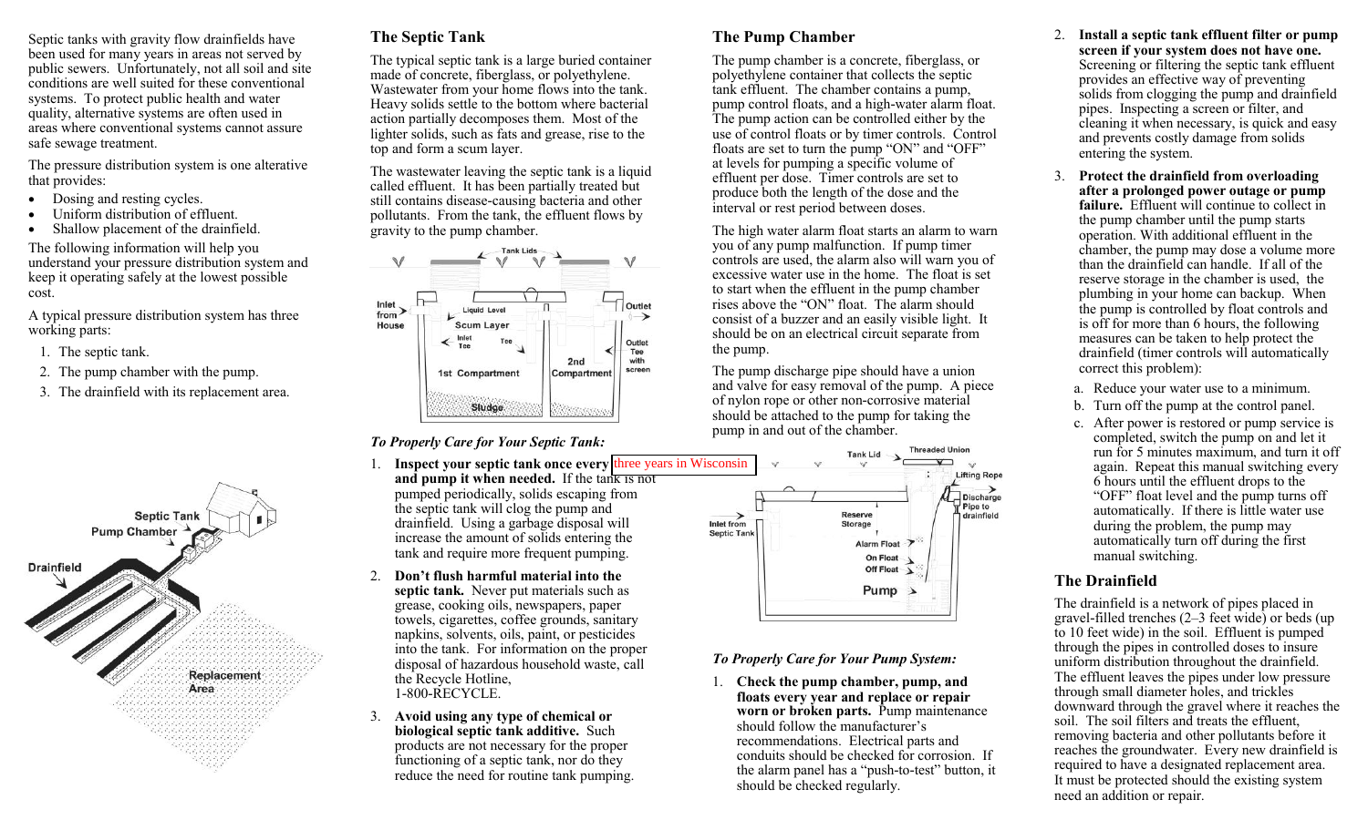Septic tanks with gravity flow drainfields have been used for many years in areas not served by public sewers. Unfortunately, not all soil and site conditions are well suited for these conventional systems. To protect public health and water quality, alternative systems are often used in areas where conventional systems cannot assure safe sewage treatment.

The pressure distribution system is one alterative that provides:

- Dosing and resting cycles.
- Uniform distribution of effluent.
- Shallow placement of the drainfield.

The following information will help you understand your pressure distribution system and keep it operating safely at the lowest possible cost.

A typical pressure distribution system has three working parts:

1. The septic tank.
2. The pump chamber with the pump.
3. The drainfield with its replacement area.

Septic Tank
Pump Chamber
Drainfield
Replacement Area

## The Septic Tank

The typical septic tank is a large buried container made of concrete, fiberglass, or polyethylene. Wastewater from your home flows into the tank. Heavy solids settle to the bottom where bacterial action partially decomposes them. Most of the lighter solids, such as fats and grease, rise to the top and form a scum layer.

The wastewater leaving the septic tank is a liquid called effluent. It has been partially treated but still contains disease-causing bacteria and other pollutants. From the tank, the effluent flows by gravity to the pump chamber.

Tank Lids
Inlet from House
Liquid Level
Scum Layer
Inlet Tee
Tee
1st Compartment
2nd Compartment
Outlet
Outlet Tee with screen
Sludge

### *To Properly Care for Your Septic Tank:*

1. **Inspect your septic tank once every** three years in Wisconsin **and pump it when needed.** If the tank is not pumped periodically, solids escaping from the septic tank will clog the pump and drainfield. Using a garbage disposal will increase the amount of solids entering the tank and require more frequent pumping.
2. **Don't flush harmful material into the septic tank.** Never put materials such as grease, cooking oils, newspapers, paper towels, cigarettes, coffee grounds, sanitary napkins, solvents, oils, paint, or pesticides into the tank. For information on the proper disposal of hazardous household waste, call the Recycle Hotline, 1-800-RECYCLE.
3. **Avoid using any type of chemical or biological septic tank additive.** Such products are not necessary for the proper functioning of a septic tank, nor do they reduce the need for routine tank pumping.

## The Pump Chamber

The pump chamber is a concrete, fiberglass, or polyethylene container that collects the septic tank effluent. The chamber contains a pump, pump control floats, and a high-water alarm float. The pump action can be controlled either by the use of control floats or by timer controls. Control floats are set to turn the pump "ON" and "OFF" at levels for pumping a specific volume of effluent per dose. Timer controls are set to produce both the length of the dose and the interval or rest period between doses.

The high water alarm float starts an alarm to warn you of any pump malfunction. If pump timer controls are used, the alarm also will warn you of excessive water use in the home. The float is set to start when the effluent in the pump chamber rises above the "ON" float. The alarm should consist of a buzzer and an easily visible light. It should be on an electrical circuit separate from the pump.

The pump discharge pipe should have a union and valve for easy removal of the pump. A piece of nylon rope or other non-corrosive material should be attached to the pump for taking the pump in and out of the chamber.

Tank Lid
Threaded Union
Lifting Rope
Discharge Pipe to drainfield
Inlet from Septic Tank
Reserve Storage
Alarm Float
On Float
Off Float
Pump

### *To Properly Care for Your Pump System:*

1. **Check the pump chamber, pump, and floats every year and replace or repair worn or broken parts.** Pump maintenance should follow the manufacturer's recommendations. Electrical parts and conduits should be checked for corrosion. If the alarm panel has a "push-to-test" button, it should be checked regularly.
2. **Install a septic tank effluent filter or pump screen if your system does not have one.** Screening or filtering the septic tank effluent provides an effective way of preventing solids from clogging the pump and drainfield pipes. Inspecting a screen or filter, and cleaning it when necessary, is quick and easy and prevents costly damage from solids entering the system.
3. **Protect the drainfield from overloading after a prolonged power outage or pump failure.** Effluent will continue to collect in the pump chamber until the pump starts operation. With additional effluent in the chamber, the pump may dose a volume more than the drainfield can handle. If all of the reserve storage in the chamber is used, the plumbing in your home can backup. When the pump is controlled by float controls and is off for more than 6 hours, the following measures can be taken to help protect the drainfield (timer controls will automatically correct this problem):
   a. Reduce your water use to a minimum.
   b. Turn off the pump at the control panel.
   c. After power is restored or pump service is completed, switch the pump on and let it run for 5 minutes maximum, and turn it off again. Repeat this manual switching every 6 hours until the effluent drops to the "OFF" float level and the pump turns off automatically. If there is little water use during the problem, the pump may automatically turn off during the first manual switching.

## The Drainfield

The drainfield is a network of pipes placed in gravel-filled trenches (2–3 feet wide) or beds (up to 10 feet wide) in the soil. Effluent is pumped through the pipes in controlled doses to insure uniform distribution throughout the drainfield. The effluent leaves the pipes under low pressure through small diameter holes, and trickles downward through the gravel where it reaches the soil. The soil filters and treats the effluent, removing bacteria and other pollutants before it reaches the groundwater. Every new drainfield is required to have a designated replacement area. It must be protected should the existing system need an addition or repair.